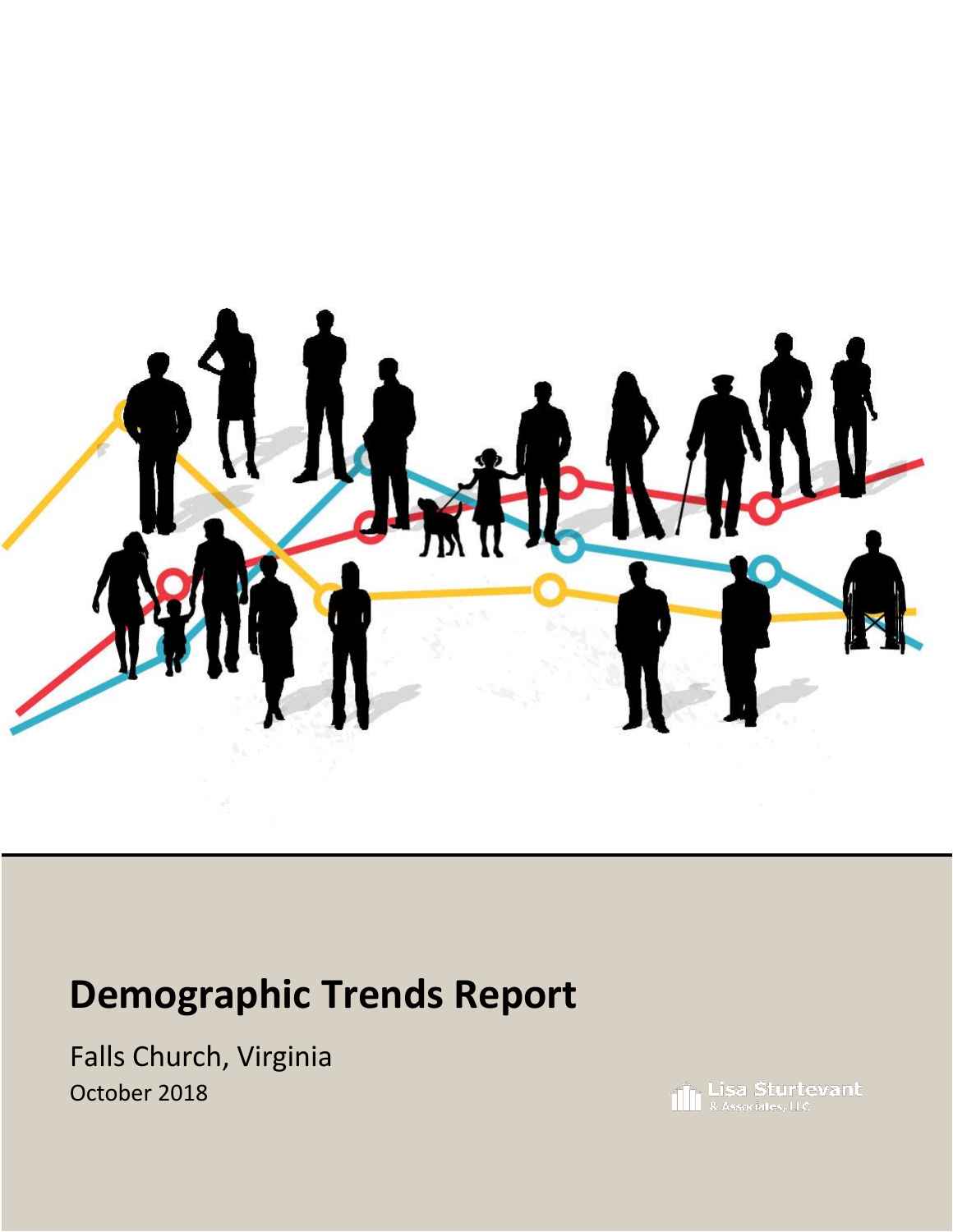# Demographic Trends Report

Falls Church, Virginia

October 2018

Lisa Sturtevant & Associates, LLC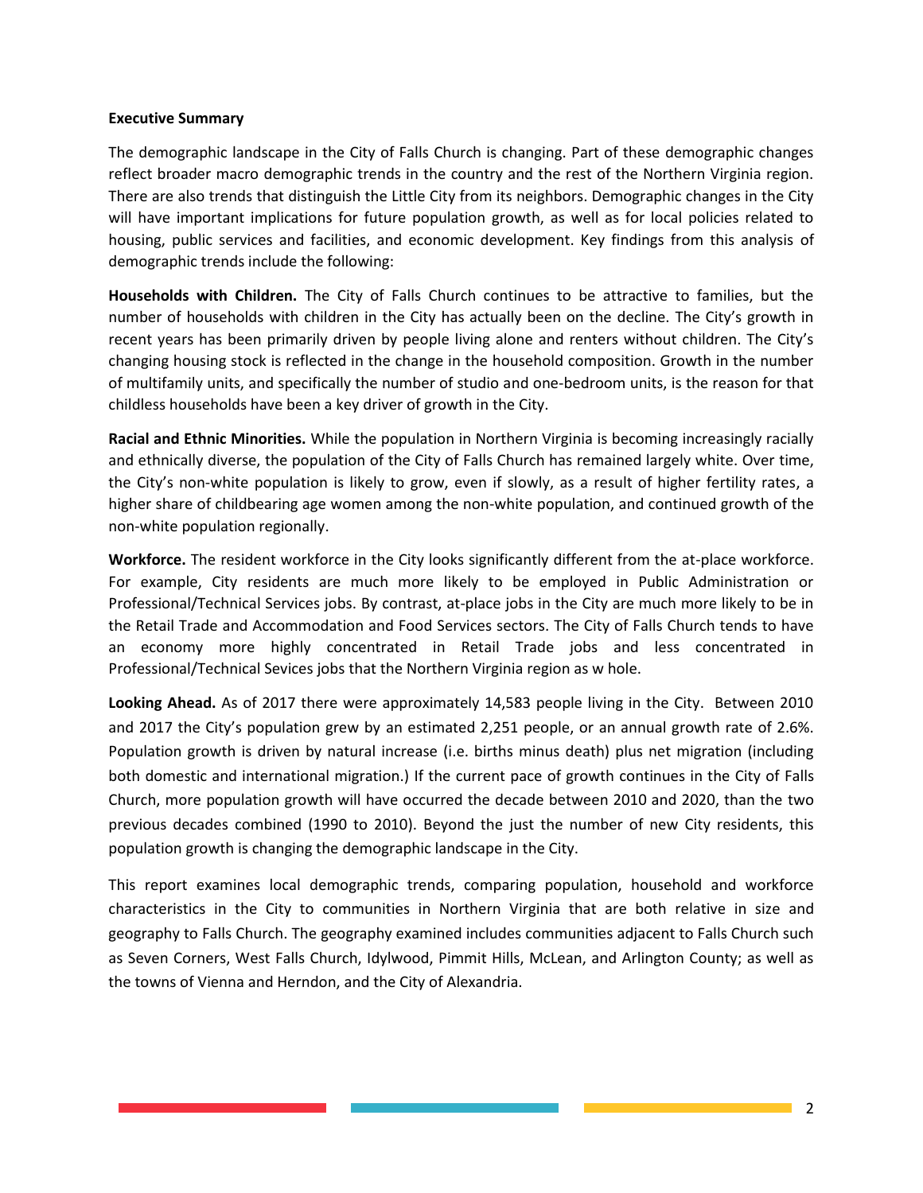**Executive Summary**

The demographic landscape in the City of Falls Church is changing. Part of these demographic changes reflect broader macro demographic trends in the country and the rest of the Northern Virginia region. There are also trends that distinguish the Little City from its neighbors. Demographic changes in the City will have important implications for future population growth, as well as for local policies related to housing, public services and facilities, and economic development. Key findings from this analysis of demographic trends include the following:

**Households with Children.** The City of Falls Church continues to be attractive to families, but the number of households with children in the City has actually been on the decline. The City's growth in recent years has been primarily driven by people living alone and renters without children. The City's changing housing stock is reflected in the change in the household composition. Growth in the number of multifamily units, and specifically the number of studio and one-bedroom units, is the reason for that childless households have been a key driver of growth in the City.

**Racial and Ethnic Minorities.** While the population in Northern Virginia is becoming increasingly racially and ethnically diverse, the population of the City of Falls Church has remained largely white. Over time, the City's non-white population is likely to grow, even if slowly, as a result of higher fertility rates, a higher share of childbearing age women among the non-white population, and continued growth of the non-white population regionally.

**Workforce.** The resident workforce in the City looks significantly different from the at-place workforce. For example, City residents are much more likely to be employed in Public Administration or Professional/Technical Services jobs. By contrast, at-place jobs in the City are much more likely to be in the Retail Trade and Accommodation and Food Services sectors. The City of Falls Church tends to have an economy more highly concentrated in Retail Trade jobs and less concentrated in Professional/Technical Sevices jobs that the Northern Virginia region as w hole.

**Looking Ahead.** As of 2017 there were approximately 14,583 people living in the City. Between 2010 and 2017 the City's population grew by an estimated 2,251 people, or an annual growth rate of 2.6%. Population growth is driven by natural increase (i.e. births minus death) plus net migration (including both domestic and international migration.) If the current pace of growth continues in the City of Falls Church, more population growth will have occurred the decade between 2010 and 2020, than the two previous decades combined (1990 to 2010). Beyond the just the number of new City residents, this population growth is changing the demographic landscape in the City.

This report examines local demographic trends, comparing population, household and workforce characteristics in the City to communities in Northern Virginia that are both relative in size and geography to Falls Church. The geography examined includes communities adjacent to Falls Church such as Seven Corners, West Falls Church, Idylwood, Pimmit Hills, McLean, and Arlington County; as well as the towns of Vienna and Herndon, and the City of Alexandria.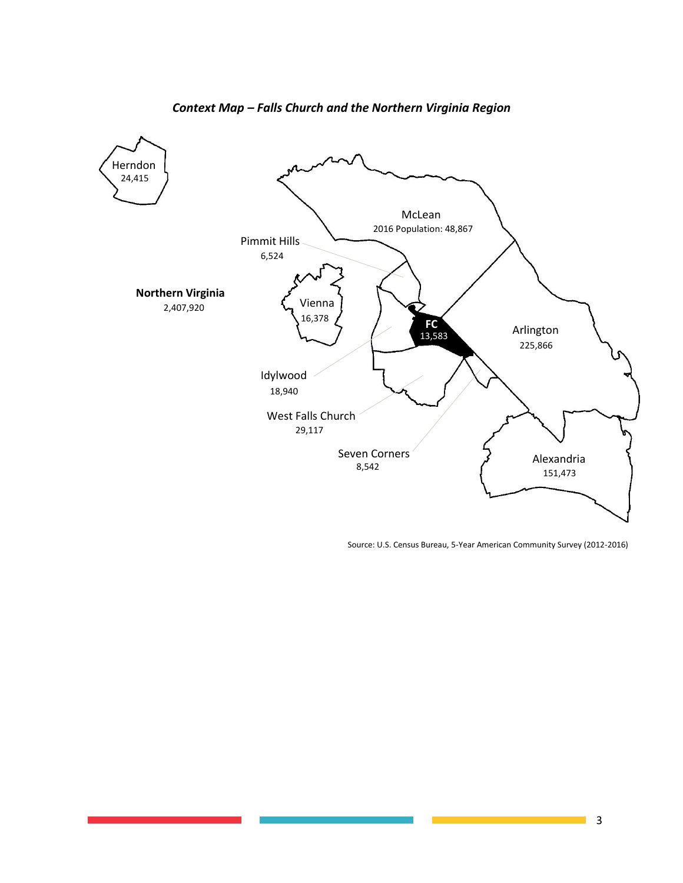*Context Map – Falls Church and the Northern Virginia Region*

Herndon
24,415

McLean
2016 Population: 48,867

Pimmit Hills
6,524

**Northern Virginia**
2,407,920

Vienna
16,378

**FC**
13,583

Arlington
225,866

Idylwood
18,940

West Falls Church
29,117

Seven Corners
8,542

Alexandria
151,473

Source: U.S. Census Bureau, 5-Year American Community Survey (2012-2016)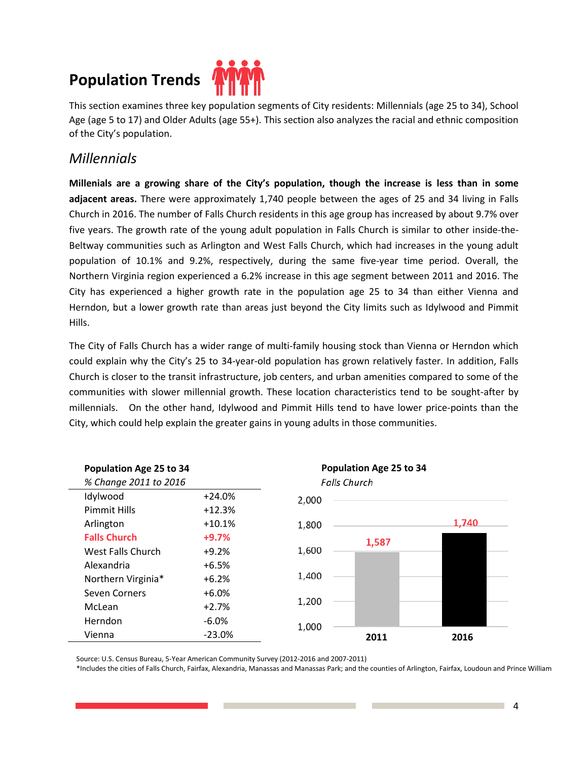# Population Trends

This section examines three key population segments of City residents: Millennials (age 25 to 34), School Age (age 5 to 17) and Older Adults (age 55+). This section also analyzes the racial and ethnic composition of the City's population.

## *Millennials*

**Millenials are a growing share of the City's population, though the increase is less than in some adjacent areas.** There were approximately 1,740 people between the ages of 25 and 34 living in Falls Church in 2016. The number of Falls Church residents in this age group has increased by about 9.7% over five years. The growth rate of the young adult population in Falls Church is similar to other inside-the-Beltway communities such as Arlington and West Falls Church, which had increases in the young adult population of 10.1% and 9.2%, respectively, during the same five-year time period. Overall, the Northern Virginia region experienced a 6.2% increase in this age segment between 2011 and 2016. The City has experienced a higher growth rate in the population age 25 to 34 than either Vienna and Herndon, but a lower growth rate than areas just beyond the City limits such as Idylwood and Pimmit Hills.

The City of Falls Church has a wider range of multi-family housing stock than Vienna or Herndon which could explain why the City's 25 to 34-year-old population has grown relatively faster. In addition, Falls Church is closer to the transit infrastructure, job centers, and urban amenities compared to some of the communities with slower millennial growth. These location characteristics tend to be sought-after by millennials. On the other hand, Idylwood and Pimmit Hills tend to have lower price-points than the City, which could help explain the greater gains in young adults in those communities.

**Population Age 25 to 34**
*% Change 2011 to 2016*

| | |
|---|---|
| Idylwood | +24.0% |
| Pimmit Hills | +12.3% |
| Arlington | +10.1% |
| **Falls Church** | **+9.7%** |
| West Falls Church | +9.2% |
| Alexandria | +6.5% |
| Northern Virginia* | +6.2% |
| Seven Corners | +6.0% |
| McLean | +2.7% |
| Herndon | -6.0% |
| Vienna | -23.0% |

**Population Age 25 to 34**
*Falls Church*

| Year | Population |
|---|---|
| 2011 | 1,587 |
| 2016 | 1,740 |

Source: U.S. Census Bureau, 5-Year American Community Survey (2012-2016 and 2007-2011)
*Includes the cities of Falls Church, Fairfax, Alexandria, Manassas and Manassas Park; and the counties of Arlington, Fairfax, Loudoun and Prince William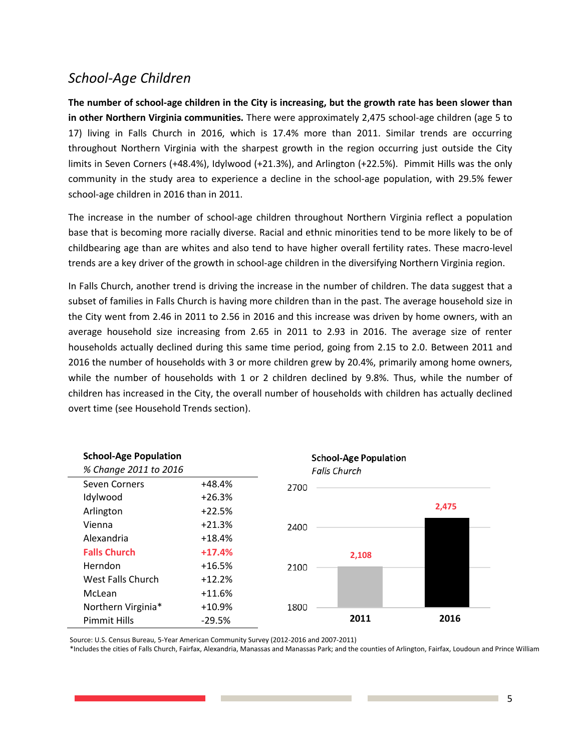## *School-Age Children*

**The number of school-age children in the City is increasing, but the growth rate has been slower than in other Northern Virginia communities.** There were approximately 2,475 school-age children (age 5 to 17) living in Falls Church in 2016, which is 17.4% more than 2011. Similar trends are occurring throughout Northern Virginia with the sharpest growth in the region occurring just outside the City limits in Seven Corners (+48.4%), Idylwood (+21.3%), and Arlington (+22.5%). Pimmit Hills was the only community in the study area to experience a decline in the school-age population, with 29.5% fewer school-age children in 2016 than in 2011.

The increase in the number of school-age children throughout Northern Virginia reflect a population base that is becoming more racially diverse. Racial and ethnic minorities tend to be more likely to be of childbearing age than are whites and also tend to have higher overall fertility rates. These macro-level trends are a key driver of the growth in school-age children in the diversifying Northern Virginia region.

In Falls Church, another trend is driving the increase in the number of children. The data suggest that a subset of families in Falls Church is having more children than in the past. The average household size in the City went from 2.46 in 2011 to 2.56 in 2016 and this increase was driven by home owners, with an average household size increasing from 2.65 in 2011 to 2.93 in 2016. The average size of renter households actually declined during this same time period, going from 2.15 to 2.0. Between 2011 and 2016 the number of households with 3 or more children grew by 20.4%, primarily among home owners, while the number of households with 1 or 2 children declined by 9.8%. Thus, while the number of children has increased in the City, the overall number of households with children has actually declined overt time (see Household Trends section).

**School-Age Population**
*% Change 2011 to 2016*

| Community | % Change |
|---|---|
| Seven Corners | +48.4% |
| Idylwood | +26.3% |
| Arlington | +22.5% |
| Vienna | +21.3% |
| Alexandria | +18.4% |
| **Falls Church** | **+17.4%** |
| Herndon | +16.5% |
| West Falls Church | +12.2% |
| McLean | +11.6% |
| Northern Virginia* | +10.9% |
| Pimmit Hills | -29.5% |

**School-Age Population**
*Falls Church*

| Year | School-Age Population |
|---|---|
| 2011 | 2,108 |
| 2016 | 2,475 |

Source: U.S. Census Bureau, 5-Year American Community Survey (2012-2016 and 2007-2011)
*Includes the cities of Falls Church, Fairfax, Alexandria, Manassas and Manassas Park; and the counties of Arlington, Fairfax, Loudoun and Prince William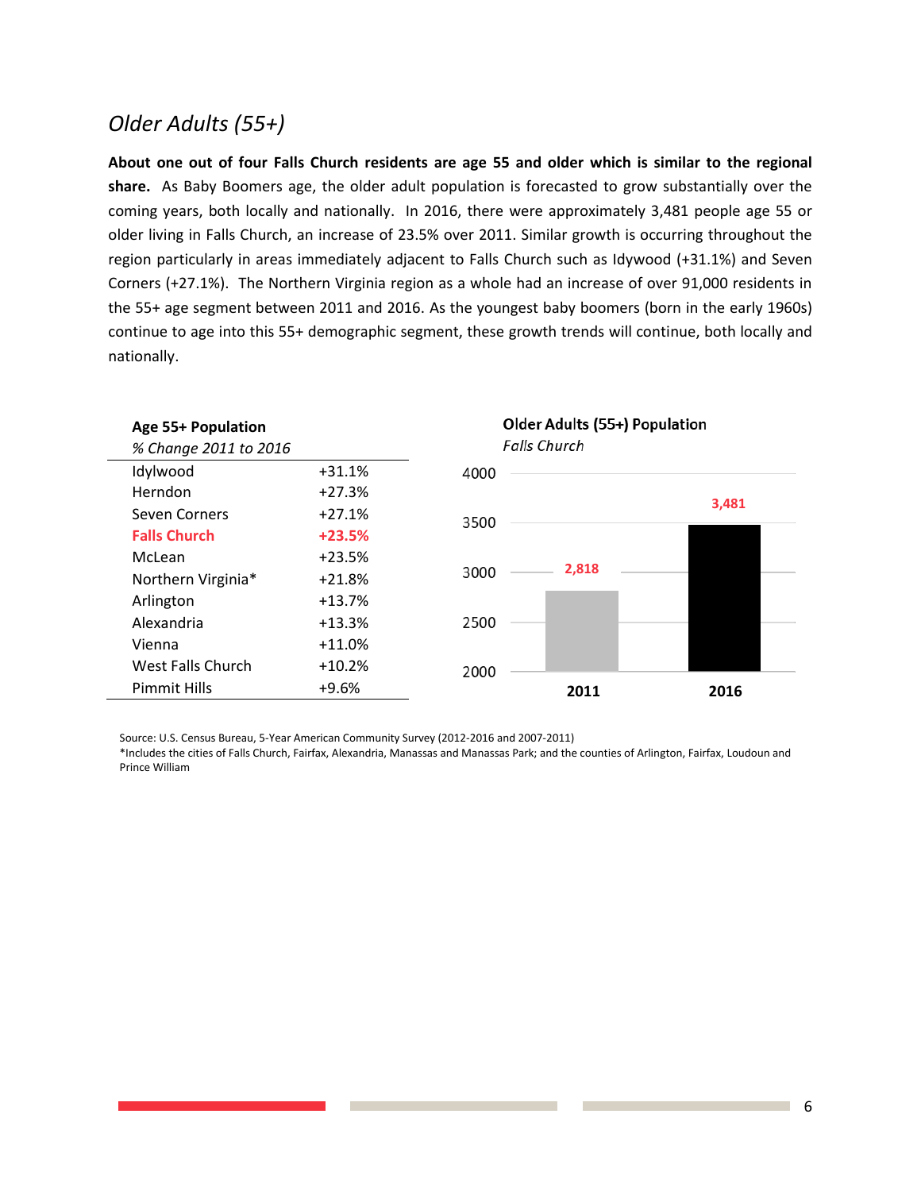## *Older Adults (55+)*

**About one out of four Falls Church residents are age 55 and older which is similar to the regional share.** As Baby Boomers age, the older adult population is forecasted to grow substantially over the coming years, both locally and nationally. In 2016, there were approximately 3,481 people age 55 or older living in Falls Church, an increase of 23.5% over 2011. Similar growth is occurring throughout the region particularly in areas immediately adjacent to Falls Church such as Idywood (+31.1%) and Seven Corners (+27.1%). The Northern Virginia region as a whole had an increase of over 91,000 residents in the 55+ age segment between 2011 and 2016. As the youngest baby boomers (born in the early 1960s) continue to age into this 55+ demographic segment, these growth trends will continue, both locally and nationally.

**Age 55+ Population**
*% Change 2011 to 2016*

| Area | % Change |
|---|---|
| Idylwood | +31.1% |
| Herndon | +27.3% |
| Seven Corners | +27.1% |
| **Falls Church** | **+23.5%** |
| McLean | +23.5% |
| Northern Virginia* | +21.8% |
| Arlington | +13.7% |
| Alexandria | +13.3% |
| Vienna | +11.0% |
| West Falls Church | +10.2% |
| Pimmit Hills | +9.6% |

**Older Adults (55+) Population**
*Falls Church*

| Year | Population |
|---|---|
| 2011 | 2,818 |
| 2016 | 3,481 |

Source: U.S. Census Bureau, 5-Year American Community Survey (2012-2016 and 2007-2011)
*Includes the cities of Falls Church, Fairfax, Alexandria, Manassas and Manassas Park; and the counties of Arlington, Fairfax, Loudoun and Prince William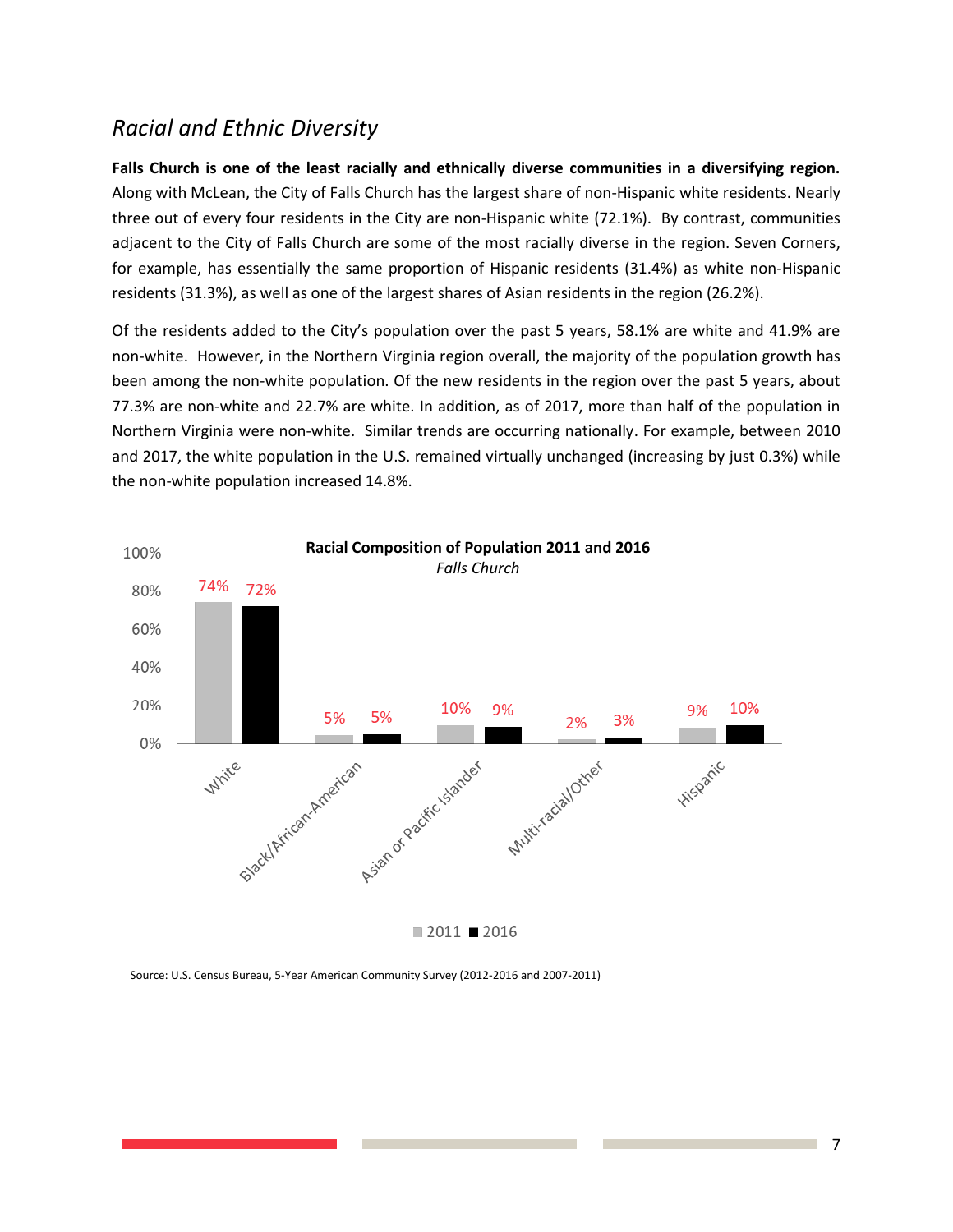## *Racial and Ethnic Diversity*

**Falls Church is one of the least racially and ethnically diverse communities in a diversifying region.** Along with McLean, the City of Falls Church has the largest share of non-Hispanic white residents. Nearly three out of every four residents in the City are non-Hispanic white (72.1%). By contrast, communities adjacent to the City of Falls Church are some of the most racially diverse in the region. Seven Corners, for example, has essentially the same proportion of Hispanic residents (31.4%) as white non-Hispanic residents (31.3%), as well as one of the largest shares of Asian residents in the region (26.2%).

Of the residents added to the City's population over the past 5 years, 58.1% are white and 41.9% are non-white. However, in the Northern Virginia region overall, the majority of the population growth has been among the non-white population. Of the new residents in the region over the past 5 years, about 77.3% are non-white and 22.7% are white. In addition, as of 2017, more than half of the population in Northern Virginia were non-white. Similar trends are occurring nationally. For example, between 2010 and 2017, the white population in the U.S. remained virtually unchanged (increasing by just 0.3%) while the non-white population increased 14.8%.

**Racial Composition of Population 2011 and 2016**
*Falls Church*

| | 2011 | 2016 |
|---|---|---|
| White | 74% | 72% |
| Black/African-American | 5% | 5% |
| Asian or Pacific Islander | 10% | 9% |
| Multi-racial/Other | 2% | 3% |
| Hispanic | 9% | 10% |

Source: U.S. Census Bureau, 5-Year American Community Survey (2012-2016 and 2007-2011)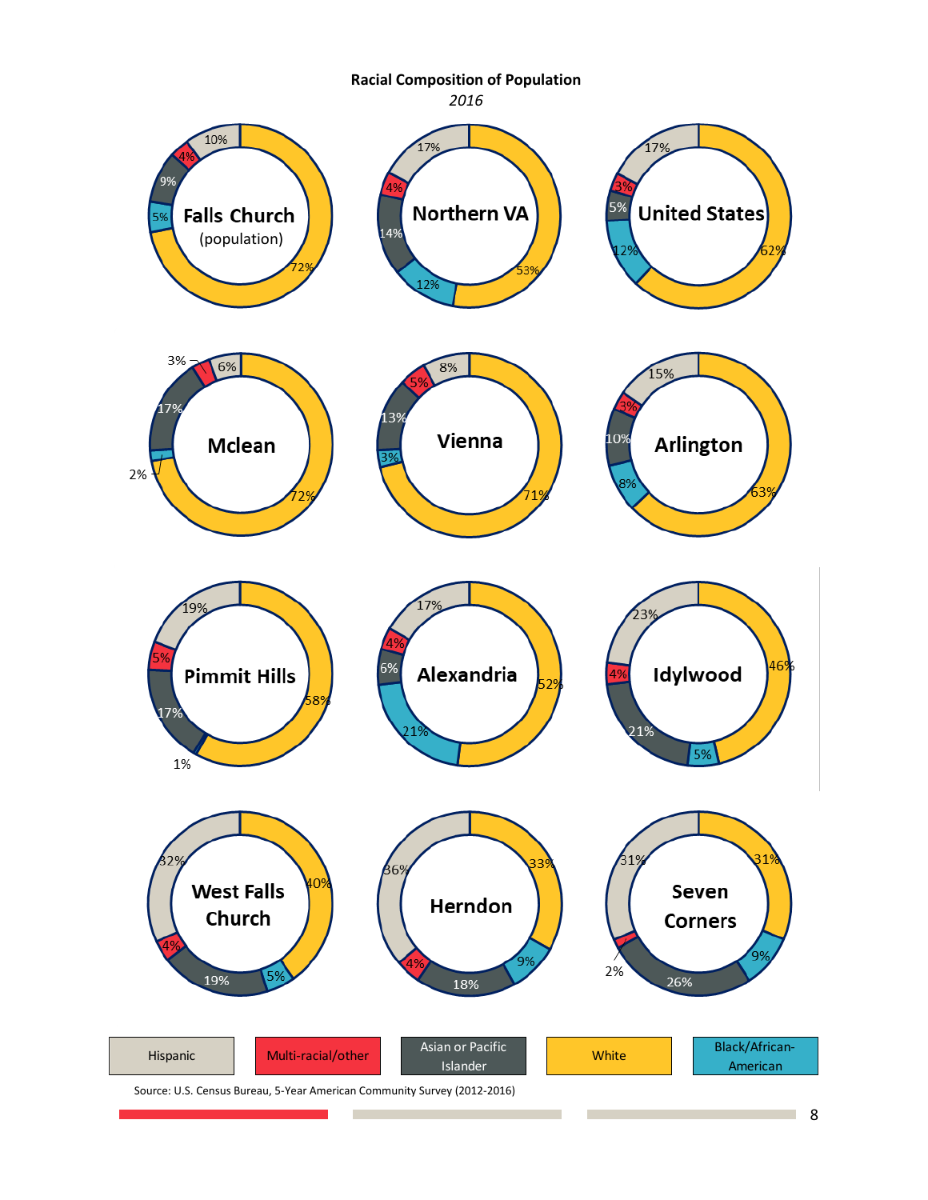**Racial Composition of Population**

*2016*

| Area | Hispanic | Multi-racial/other | Asian or Pacific Islander | White | Black/African-American |
|---|---|---|---|---|---|
| Falls Church (population) | 10% | 4% | 9% | 72% | 5% |
| Northern VA | 17% | 4% | 14% | 53% | 12% |
| United States | 17% | 3% | 5% | 62% | 12% |
| Mclean | 6% | 3% | 17% | 72% | 2% |
| Vienna | 8% | 5% | 13% | 71% | 3% |
| Arlington | 15% | 3% | 10% | 63% | 8% |
| Pimmit Hills | 19% | 5% | 17% | 58% | 1% |
| Alexandria | 17% | 4% | 6% | 52% | 21% |
| Idylwood | 23% | 4% | 21% | 46% | 5% |
| West Falls Church | 32% | 4% | 19% | 40% | 5% |
| Herndon | 36% | 4% | 18% | 33% | 9% |
| Seven Corners | 31% | 2% | 26% | 31% | 9% |

Source: U.S. Census Bureau, 5-Year American Community Survey (2012-2016)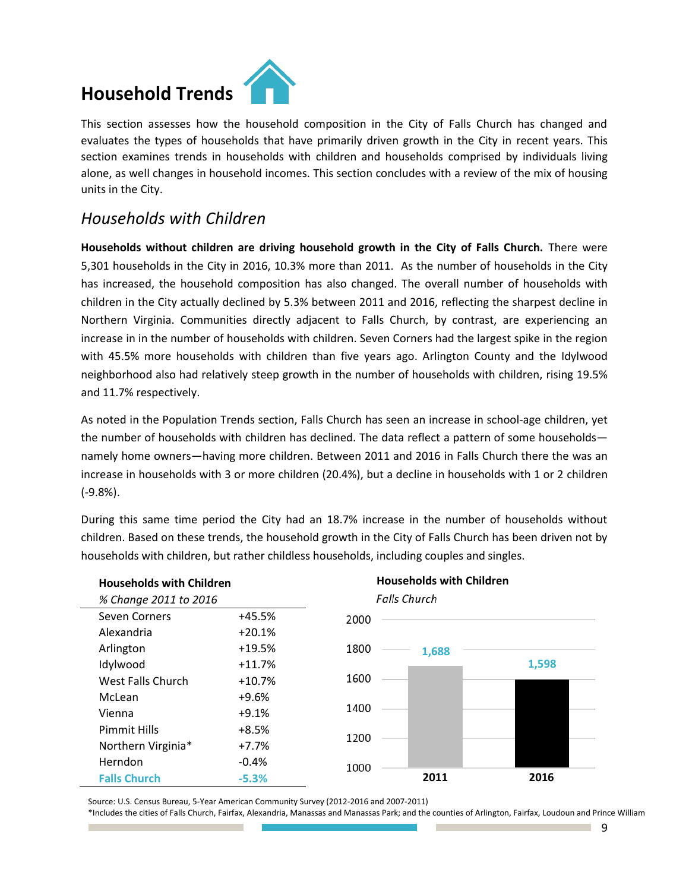# Household Trends

This section assesses how the household composition in the City of Falls Church has changed and evaluates the types of households that have primarily driven growth in the City in recent years. This section examines trends in households with children and households comprised by individuals living alone, as well changes in household incomes. This section concludes with a review of the mix of housing units in the City.

## *Households with Children*

**Households without children are driving household growth in the City of Falls Church.** There were 5,301 households in the City in 2016, 10.3% more than 2011. As the number of households in the City has increased, the household composition has also changed. The overall number of households with children in the City actually declined by 5.3% between 2011 and 2016, reflecting the sharpest decline in Northern Virginia. Communities directly adjacent to Falls Church, by contrast, are experiencing an increase in in the number of households with children. Seven Corners had the largest spike in the region with 45.5% more households with children than five years ago. Arlington County and the Idylwood neighborhood also had relatively steep growth in the number of households with children, rising 19.5% and 11.7% respectively.

As noted in the Population Trends section, Falls Church has seen an increase in school-age children, yet the number of households with children has declined. The data reflect a pattern of some households—namely home owners—having more children. Between 2011 and 2016 in Falls Church there the was an increase in households with 3 or more children (20.4%), but a decline in households with 1 or 2 children (-9.8%).

During this same time period the City had an 18.7% increase in the number of households without children. Based on these trends, the household growth in the City of Falls Church has been driven not by households with children, but rather childless households, including couples and singles.

**Households with Children**

| *% Change 2011 to 2016* | |
|---|---|
| Seven Corners | +45.5% |
| Alexandria | +20.1% |
| Arlington | +19.5% |
| Idylwood | +11.7% |
| West Falls Church | +10.7% |
| McLean | +9.6% |
| Vienna | +9.1% |
| Pimmit Hills | +8.5% |
| Northern Virginia* | +7.7% |
| Herndon | -0.4% |
| **Falls Church** | **-5.3%** |

**Households with Children**

*Falls Church*

| Year | Households |
|---|---|
| 2011 | 1,688 |
| 2016 | 1,598 |

Source: U.S. Census Bureau, 5-Year American Community Survey (2012-2016 and 2007-2011)

*Includes the cities of Falls Church, Fairfax, Alexandria, Manassas and Manassas Park; and the counties of Arlington, Fairfax, Loudoun and Prince William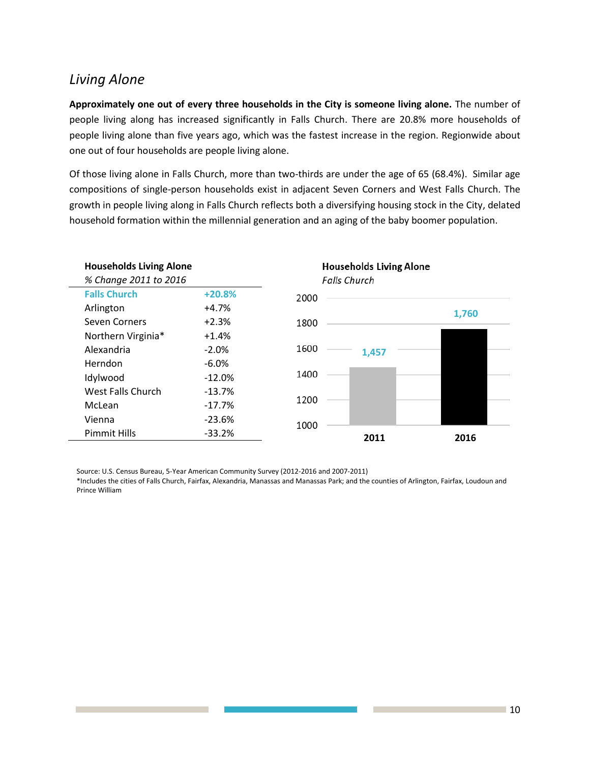## *Living Alone*

**Approximately one out of every three households in the City is someone living alone.** The number of people living along has increased significantly in Falls Church. There are 20.8% more households of people living alone than five years ago, which was the fastest increase in the region. Regionwide about one out of four households are people living alone.

Of those living alone in Falls Church, more than two-thirds are under the age of 65 (68.4%). Similar age compositions of single-person households exist in adjacent Seven Corners and West Falls Church. The growth in people living along in Falls Church reflects both a diversifying housing stock in the City, delated household formation within the millennial generation and an aging of the baby boomer population.

**Households Living Alone**
*% Change 2011 to 2016*

| Location | % Change |
|---|---|
| Falls Church | +20.8% |
| Arlington | +4.7% |
| Seven Corners | +2.3% |
| Northern Virginia* | +1.4% |
| Alexandria | -2.0% |
| Herndon | -6.0% |
| Idylwood | -12.0% |
| West Falls Church | -13.7% |
| McLean | -17.7% |
| Vienna | -23.6% |
| Pimmit Hills | -33.2% |

**Households Living Alone**
*Falls Church*

| Year | Households |
|---|---|
| 2011 | 1,457 |
| 2016 | 1,760 |

Source: U.S. Census Bureau, 5-Year American Community Survey (2012-2016 and 2007-2011)
*Includes the cities of Falls Church, Fairfax, Alexandria, Manassas and Manassas Park; and the counties of Arlington, Fairfax, Loudoun and Prince William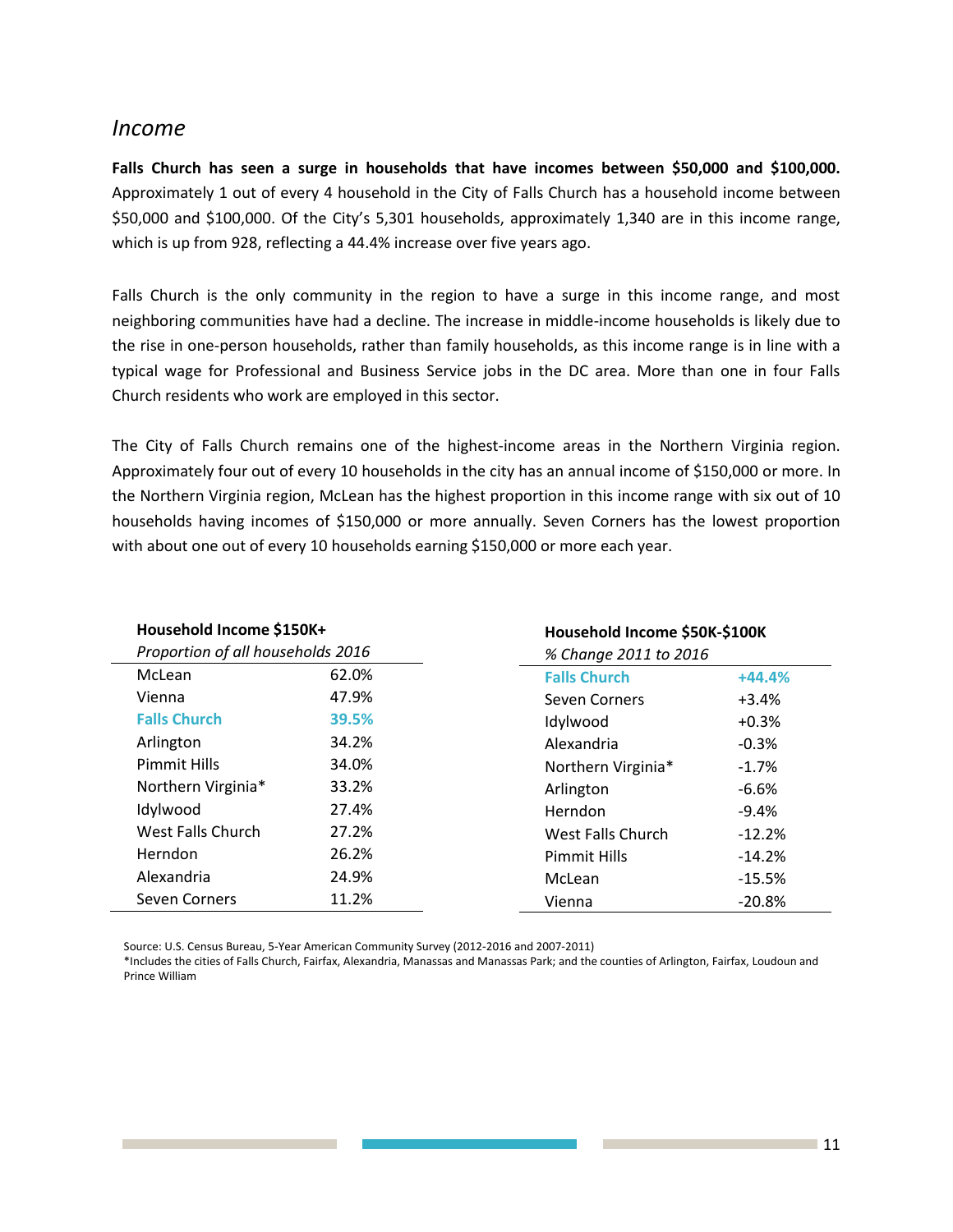## *Income*

**Falls Church has seen a surge in households that have incomes between $50,000 and $100,000.** Approximately 1 out of every 4 household in the City of Falls Church has a household income between $50,000 and $100,000. Of the City's 5,301 households, approximately 1,340 are in this income range, which is up from 928, reflecting a 44.4% increase over five years ago.

Falls Church is the only community in the region to have a surge in this income range, and most neighboring communities have had a decline. The increase in middle-income households is likely due to the rise in one-person households, rather than family households, as this income range is in line with a typical wage for Professional and Business Service jobs in the DC area. More than one in four Falls Church residents who work are employed in this sector.

The City of Falls Church remains one of the highest-income areas in the Northern Virginia region. Approximately four out of every 10 households in the city has an annual income of $150,000 or more. In the Northern Virginia region, McLean has the highest proportion in this income range with six out of 10 households having incomes of $150,000 or more annually. Seven Corners has the lowest proportion with about one out of every 10 households earning $150,000 or more each year.

**Household Income $150K+**
*Proportion of all households 2016*

| Area | Proportion |
|---|---|
| McLean | 62.0% |
| Vienna | 47.9% |
| **Falls Church** | **39.5%** |
| Arlington | 34.2% |
| Pimmit Hills | 34.0% |
| Northern Virginia* | 33.2% |
| Idylwood | 27.4% |
| West Falls Church | 27.2% |
| Herndon | 26.2% |
| Alexandria | 24.9% |
| Seven Corners | 11.2% |

**Household Income $50K-$100K**
*% Change 2011 to 2016*

| Area | % Change |
|---|---|
| **Falls Church** | **+44.4%** |
| Seven Corners | +3.4% |
| Idylwood | +0.3% |
| Alexandria | -0.3% |
| Northern Virginia* | -1.7% |
| Arlington | -6.6% |
| Herndon | -9.4% |
| West Falls Church | -12.2% |
| Pimmit Hills | -14.2% |
| McLean | -15.5% |
| Vienna | -20.8% |

Source: U.S. Census Bureau, 5-Year American Community Survey (2012-2016 and 2007-2011)
*Includes the cities of Falls Church, Fairfax, Alexandria, Manassas and Manassas Park; and the counties of Arlington, Fairfax, Loudoun and Prince William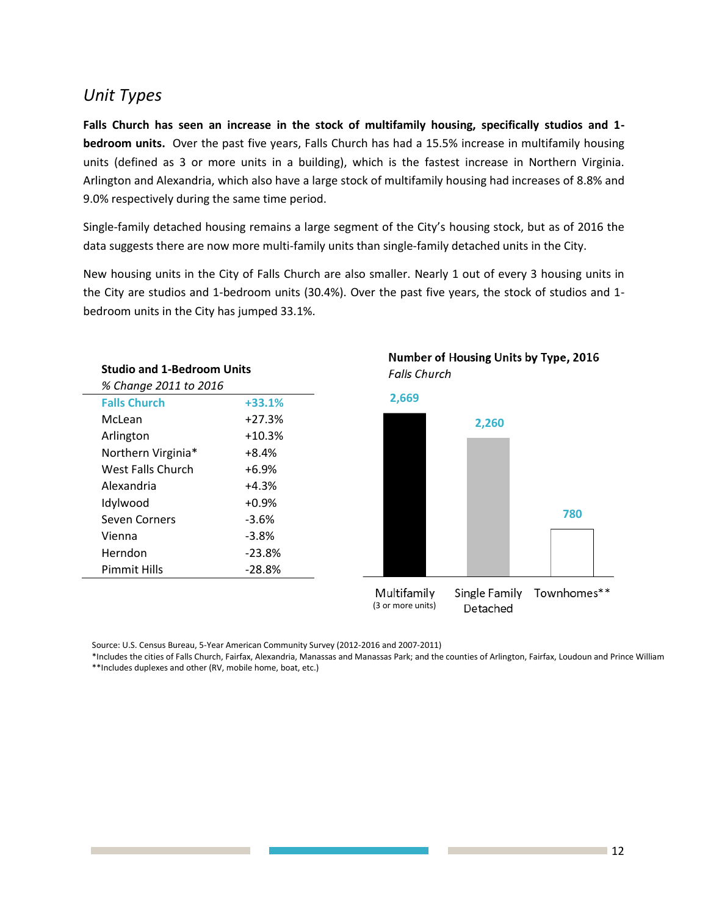## *Unit Types*

**Falls Church has seen an increase in the stock of multifamily housing, specifically studios and 1-bedroom units.** Over the past five years, Falls Church has had a 15.5% increase in multifamily housing units (defined as 3 or more units in a building), which is the fastest increase in Northern Virginia. Arlington and Alexandria, which also have a large stock of multifamily housing had increases of 8.8% and 9.0% respectively during the same time period.

Single-family detached housing remains a large segment of the City's housing stock, but as of 2016 the data suggests there are now more multi-family units than single-family detached units in the City.

New housing units in the City of Falls Church are also smaller. Nearly 1 out of every 3 housing units in the City are studios and 1-bedroom units (30.4%). Over the past five years, the stock of studios and 1-bedroom units in the City has jumped 33.1%.

**Studio and 1-Bedroom Units**
*% Change 2011 to 2016*

| Locality | % Change |
|---|---|
| Falls Church | +33.1% |
| McLean | +27.3% |
| Arlington | +10.3% |
| Northern Virginia* | +8.4% |
| West Falls Church | +6.9% |
| Alexandria | +4.3% |
| Idylwood | +0.9% |
| Seven Corners | -3.6% |
| Vienna | -3.8% |
| Herndon | -23.8% |
| Pimmit Hills | -28.8% |

**Number of Housing Units by Type, 2016**
*Falls Church*

| Type | Units |
|---|---|
| Multifamily (3 or more units) | 2,669 |
| Single Family Detached | 2,260 |
| Townhomes** | 780 |

Source: U.S. Census Bureau, 5-Year American Community Survey (2012-2016 and 2007-2011)
*Includes the cities of Falls Church, Fairfax, Alexandria, Manassas and Manassas Park; and the counties of Arlington, Fairfax, Loudoun and Prince William
**Includes duplexes and other (RV, mobile home, boat, etc.)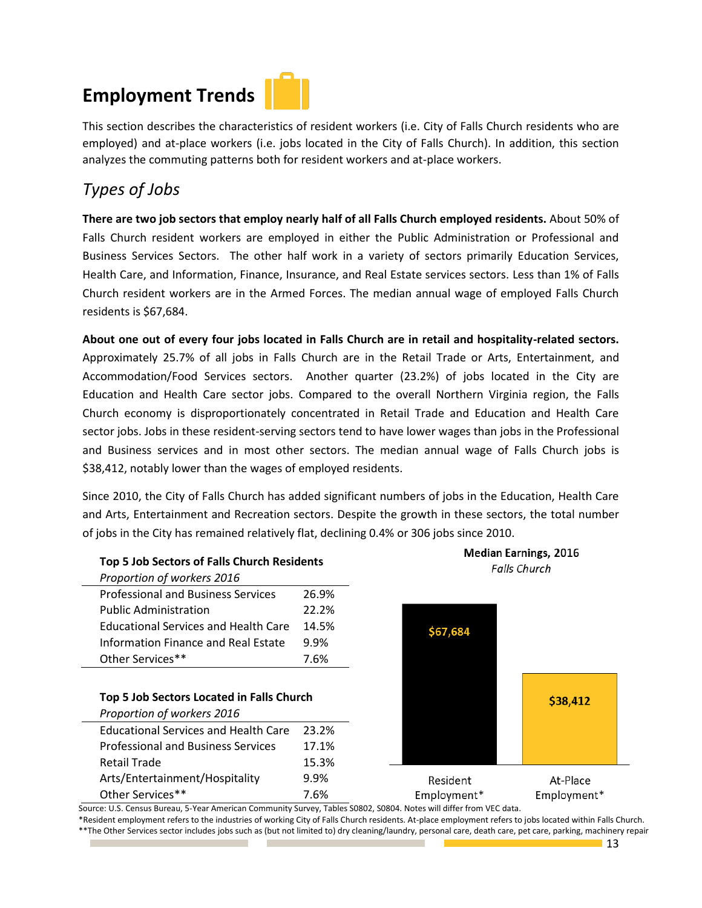# Employment Trends

This section describes the characteristics of resident workers (i.e. City of Falls Church residents who are employed) and at-place workers (i.e. jobs located in the City of Falls Church). In addition, this section analyzes the commuting patterns both for resident workers and at-place workers.

## *Types of Jobs*

**There are two job sectors that employ nearly half of all Falls Church employed residents.** About 50% of Falls Church resident workers are employed in either the Public Administration or Professional and Business Services Sectors. The other half work in a variety of sectors primarily Education Services, Health Care, and Information, Finance, Insurance, and Real Estate services sectors. Less than 1% of Falls Church resident workers are in the Armed Forces. The median annual wage of employed Falls Church residents is $67,684.

**About one out of every four jobs located in Falls Church are in retail and hospitality-related sectors.** Approximately 25.7% of all jobs in Falls Church are in the Retail Trade or Arts, Entertainment, and Accommodation/Food Services sectors. Another quarter (23.2%) of jobs located in the City are Education and Health Care sector jobs. Compared to the overall Northern Virginia region, the Falls Church economy is disproportionately concentrated in Retail Trade and Education and Health Care sector jobs. Jobs in these resident-serving sectors tend to have lower wages than jobs in the Professional and Business services and in most other sectors. The median annual wage of Falls Church jobs is $38,412, notably lower than the wages of employed residents.

Since 2010, the City of Falls Church has added significant numbers of jobs in the Education, Health Care and Arts, Entertainment and Recreation sectors. Despite the growth in these sectors, the total number of jobs in the City has remained relatively flat, declining 0.4% or 306 jobs since 2010.

**Top 5 Job Sectors of Falls Church Residents**
*Proportion of workers 2016*

| Sector | Proportion |
|---|---|
| Professional and Business Services | 26.9% |
| Public Administration | 22.2% |
| Educational Services and Health Care | 14.5% |
| Information Finance and Real Estate | 9.9% |
| Other Services** | 7.6% |

**Top 5 Job Sectors Located in Falls Church**
*Proportion of workers 2016*

| Sector | Proportion |
|---|---|
| Educational Services and Health Care | 23.2% |
| Professional and Business Services | 17.1% |
| Retail Trade | 15.3% |
| Arts/Entertainment/Hospitality | 9.9% |
| Other Services** | 7.6% |

**Median Earnings, 2016**
*Falls Church*

| Resident Employment* | At-Place Employment* |
|---|---|
| $67,684 | $38,412 |

Source: U.S. Census Bureau, 5-Year American Community Survey, Tables S0802, S0804. Notes will differ from VEC data.

*Resident employment refers to the industries of working City of Falls Church residents. At-place employment refers to jobs located within Falls Church.

**The Other Services sector includes jobs such as (but not limited to) dry cleaning/laundry, personal care, death care, pet care, parking, machinery repair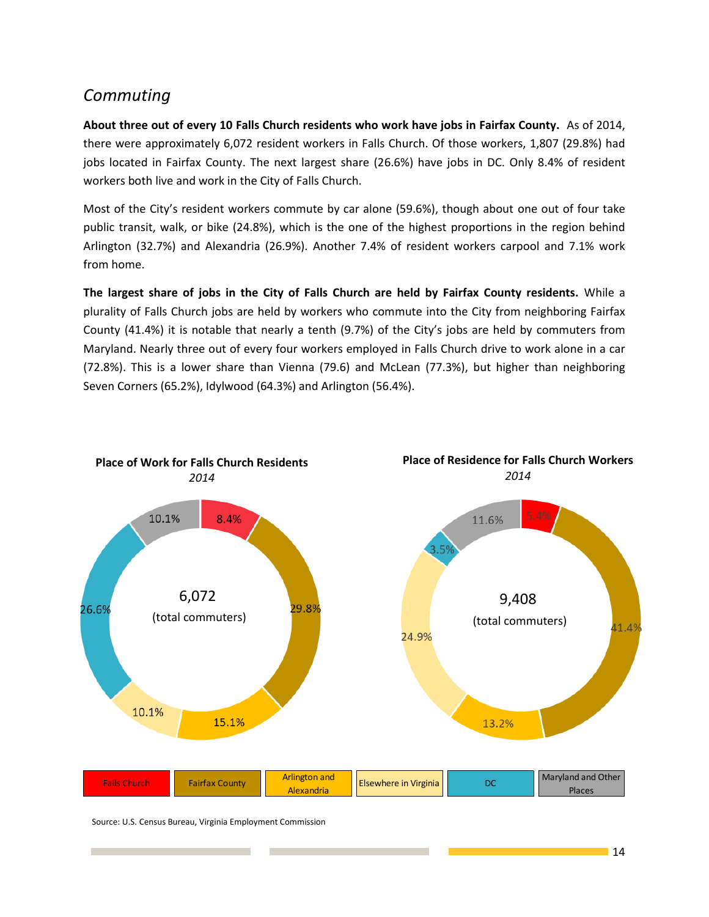## *Commuting*

**About three out of every 10 Falls Church residents who work have jobs in Fairfax County.** As of 2014, there were approximately 6,072 resident workers in Falls Church. Of those workers, 1,807 (29.8%) had jobs located in Fairfax County. The next largest share (26.6%) have jobs in DC. Only 8.4% of resident workers both live and work in the City of Falls Church.

Most of the City's resident workers commute by car alone (59.6%), though about one out of four take public transit, walk, or bike (24.8%), which is the one of the highest proportions in the region behind Arlington (32.7%) and Alexandria (26.9%). Another 7.4% of resident workers carpool and 7.1% work from home.

**The largest share of jobs in the City of Falls Church are held by Fairfax County residents.** While a plurality of Falls Church jobs are held by workers who commute into the City from neighboring Fairfax County (41.4%) it is notable that nearly a tenth (9.7%) of the City's jobs are held by commuters from Maryland. Nearly three out of every four workers employed in Falls Church drive to work alone in a car (72.8%). This is a lower share than Vienna (79.6) and McLean (77.3%), but higher than neighboring Seven Corners (65.2%), Idylwood (64.3%) and Arlington (56.4%).

**Place of Work for Falls Church Residents**
*2014*

6,072 (total commuters)

| Place | Share |
|---|---|
| Falls Church | 8.4% |
| Fairfax County | 29.8% |
| Arlington and Alexandria | 15.1% |
| Elsewhere in Virginia | 10.1% |
| DC | 26.6% |
| Maryland and Other Places | 10.1% |

**Place of Residence for Falls Church Workers**
*2014*

9,408 (total commuters)

| Place | Share |
|---|---|
| Falls Church | 5.4% |
| Fairfax County | 41.4% |
| Arlington and Alexandria | 13.2% |
| Elsewhere in Virginia | 24.9% |
| DC | 3.5% |
| Maryland and Other Places | 11.6% |

Source: U.S. Census Bureau, Virginia Employment Commission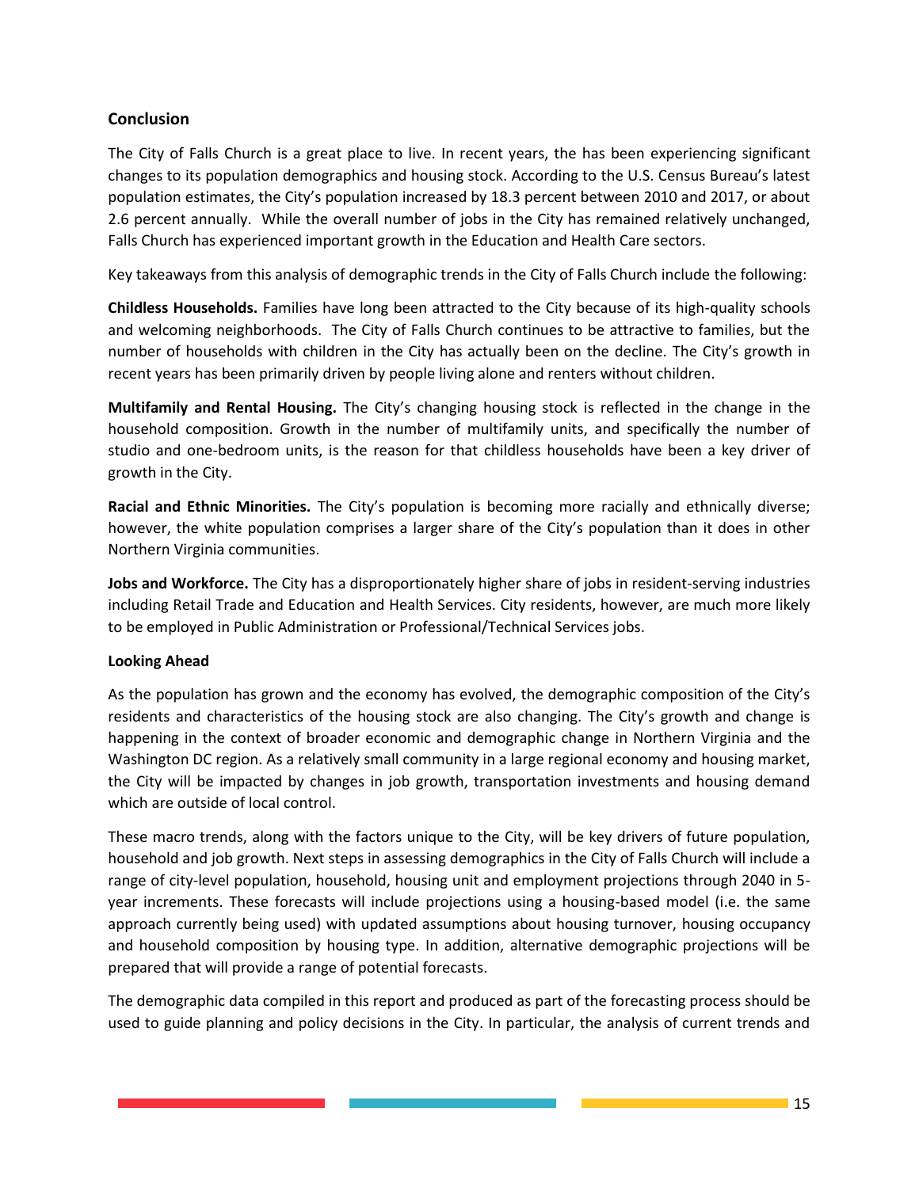## Conclusion

The City of Falls Church is a great place to live. In recent years, the has been experiencing significant changes to its population demographics and housing stock. According to the U.S. Census Bureau's latest population estimates, the City's population increased by 18.3 percent between 2010 and 2017, or about 2.6 percent annually. While the overall number of jobs in the City has remained relatively unchanged, Falls Church has experienced important growth in the Education and Health Care sectors.

Key takeaways from this analysis of demographic trends in the City of Falls Church include the following:

**Childless Households.** Families have long been attracted to the City because of its high-quality schools and welcoming neighborhoods. The City of Falls Church continues to be attractive to families, but the number of households with children in the City has actually been on the decline. The City's growth in recent years has been primarily driven by people living alone and renters without children.

**Multifamily and Rental Housing.** The City's changing housing stock is reflected in the change in the household composition. Growth in the number of multifamily units, and specifically the number of studio and one-bedroom units, is the reason for that childless households have been a key driver of growth in the City.

**Racial and Ethnic Minorities.** The City's population is becoming more racially and ethnically diverse; however, the white population comprises a larger share of the City's population than it does in other Northern Virginia communities.

**Jobs and Workforce.** The City has a disproportionately higher share of jobs in resident-serving industries including Retail Trade and Education and Health Services. City residents, however, are much more likely to be employed in Public Administration or Professional/Technical Services jobs.

### Looking Ahead

As the population has grown and the economy has evolved, the demographic composition of the City's residents and characteristics of the housing stock are also changing. The City's growth and change is happening in the context of broader economic and demographic change in Northern Virginia and the Washington DC region. As a relatively small community in a large regional economy and housing market, the City will be impacted by changes in job growth, transportation investments and housing demand which are outside of local control.

These macro trends, along with the factors unique to the City, will be key drivers of future population, household and job growth. Next steps in assessing demographics in the City of Falls Church will include a range of city-level population, household, housing unit and employment projections through 2040 in 5-year increments. These forecasts will include projections using a housing-based model (i.e. the same approach currently being used) with updated assumptions about housing turnover, housing occupancy and household composition by housing type. In addition, alternative demographic projections will be prepared that will provide a range of potential forecasts.

The demographic data compiled in this report and produced as part of the forecasting process should be used to guide planning and policy decisions in the City. In particular, the analysis of current trends and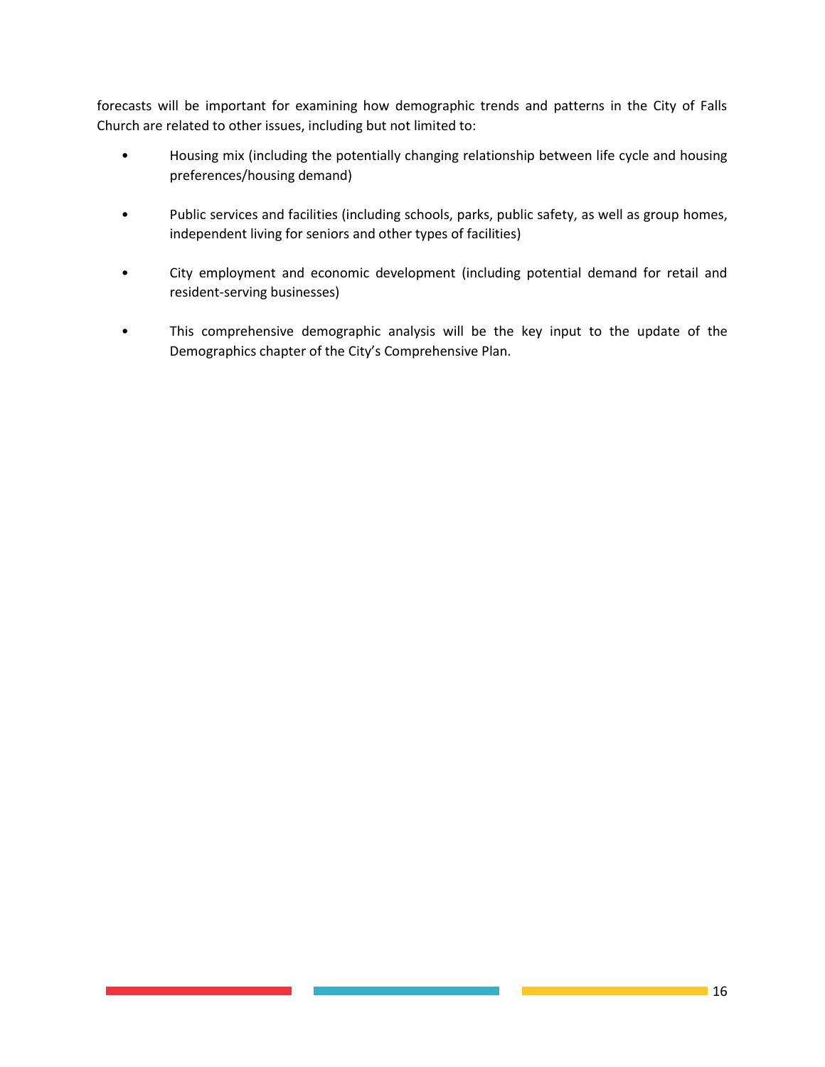forecasts will be important for examining how demographic trends and patterns in the City of Falls Church are related to other issues, including but not limited to:

- Housing mix (including the potentially changing relationship between life cycle and housing preferences/housing demand)
- Public services and facilities (including schools, parks, public safety, as well as group homes, independent living for seniors and other types of facilities)
- City employment and economic development (including potential demand for retail and resident-serving businesses)
- This comprehensive demographic analysis will be the key input to the update of the Demographics chapter of the City's Comprehensive Plan.